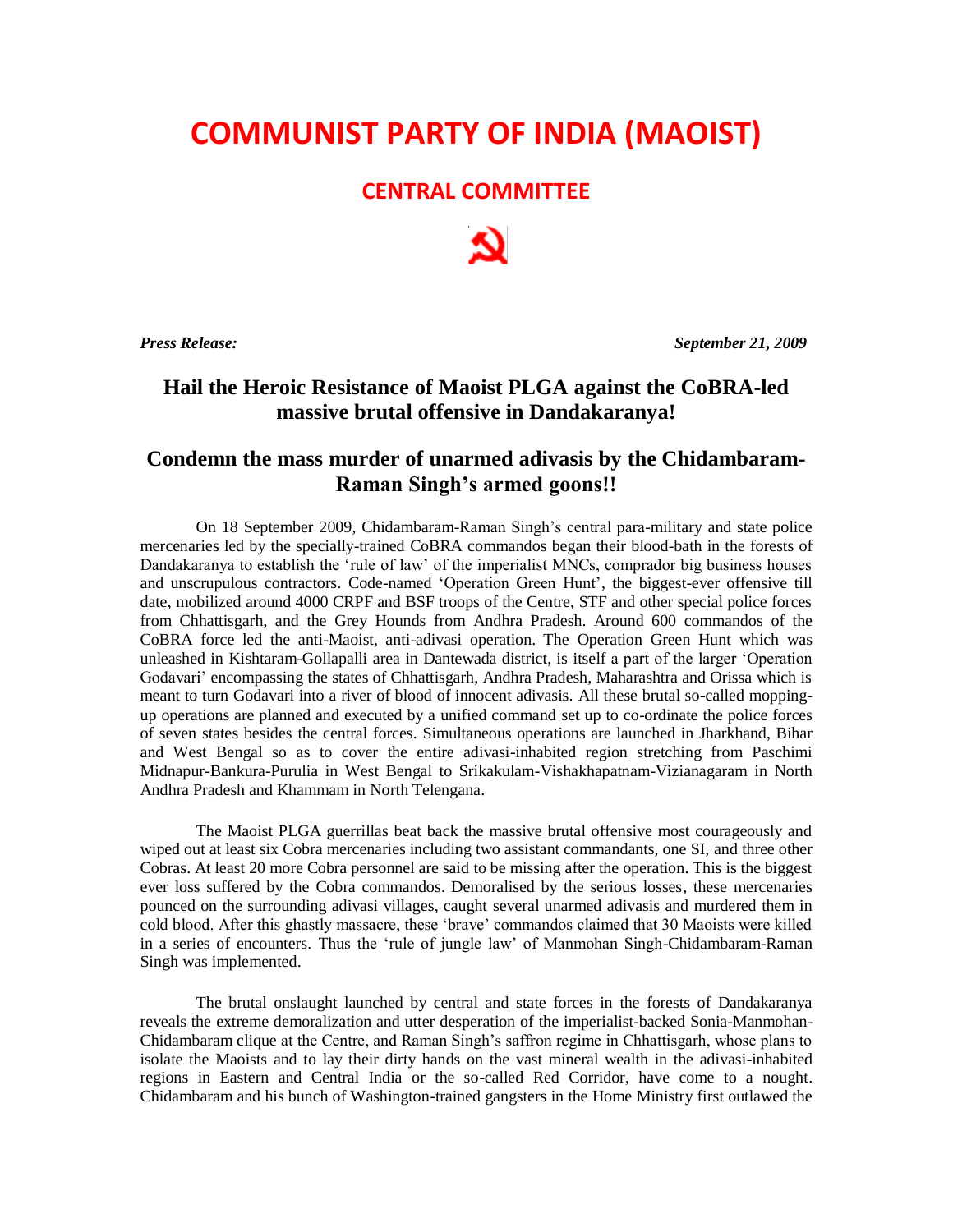# COMMUNIST PARTY OF INDIA (MAOIST)

## CENTRAL COMMITTEE

***Press Release:*** ***September 21, 2009***

## Hail the Heroic Resistance of Maoist PLGA against the CoBRA-led massive brutal offensive in Dandakaranya!

## Condemn the mass murder of unarmed adivasis by the Chidambaram-Raman Singh's armed goons!!

On 18 September 2009, Chidambaram-Raman Singh's central para-military and state police mercenaries led by the specially-trained CoBRA commandos began their blood-bath in the forests of Dandakaranya to establish the 'rule of law' of the imperialist MNCs, comprador big business houses and unscrupulous contractors. Code-named 'Operation Green Hunt', the biggest-ever offensive till date, mobilized around 4000 CRPF and BSF troops of the Centre, STF and other special police forces from Chhattisgarh, and the Grey Hounds from Andhra Pradesh. Around 600 commandos of the CoBRA force led the anti-Maoist, anti-adivasi operation. The Operation Green Hunt which was unleashed in Kishtaram-Gollapalli area in Dantewada district, is itself a part of the larger 'Operation Godavari' encompassing the states of Chhattisgarh, Andhra Pradesh, Maharashtra and Orissa which is meant to turn Godavari into a river of blood of innocent adivasis. All these brutal so-called mopping-up operations are planned and executed by a unified command set up to co-ordinate the police forces of seven states besides the central forces. Simultaneous operations are launched in Jharkhand, Bihar and West Bengal so as to cover the entire adivasi-inhabited region stretching from Paschimi Midnapur-Bankura-Purulia in West Bengal to Srikakulam-Vishakhapatnam-Vizianagaram in North Andhra Pradesh and Khammam in North Telengana.

The Maoist PLGA guerrillas beat back the massive brutal offensive most courageously and wiped out at least six Cobra mercenaries including two assistant commandants, one SI, and three other Cobras. At least 20 more Cobra personnel are said to be missing after the operation. This is the biggest ever loss suffered by the Cobra commandos. Demoralised by the serious losses, these mercenaries pounced on the surrounding adivasi villages, caught several unarmed adivasis and murdered them in cold blood. After this ghastly massacre, these 'brave' commandos claimed that 30 Maoists were killed in a series of encounters. Thus the 'rule of jungle law' of Manmohan Singh-Chidambaram-Raman Singh was implemented.

The brutal onslaught launched by central and state forces in the forests of Dandakaranya reveals the extreme demoralization and utter desperation of the imperialist-backed Sonia-Manmohan-Chidambaram clique at the Centre, and Raman Singh's saffron regime in Chhattisgarh, whose plans to isolate the Maoists and to lay their dirty hands on the vast mineral wealth in the adivasi-inhabited regions in Eastern and Central India or the so-called Red Corridor, have come to a nought. Chidambaram and his bunch of Washington-trained gangsters in the Home Ministry first outlawed the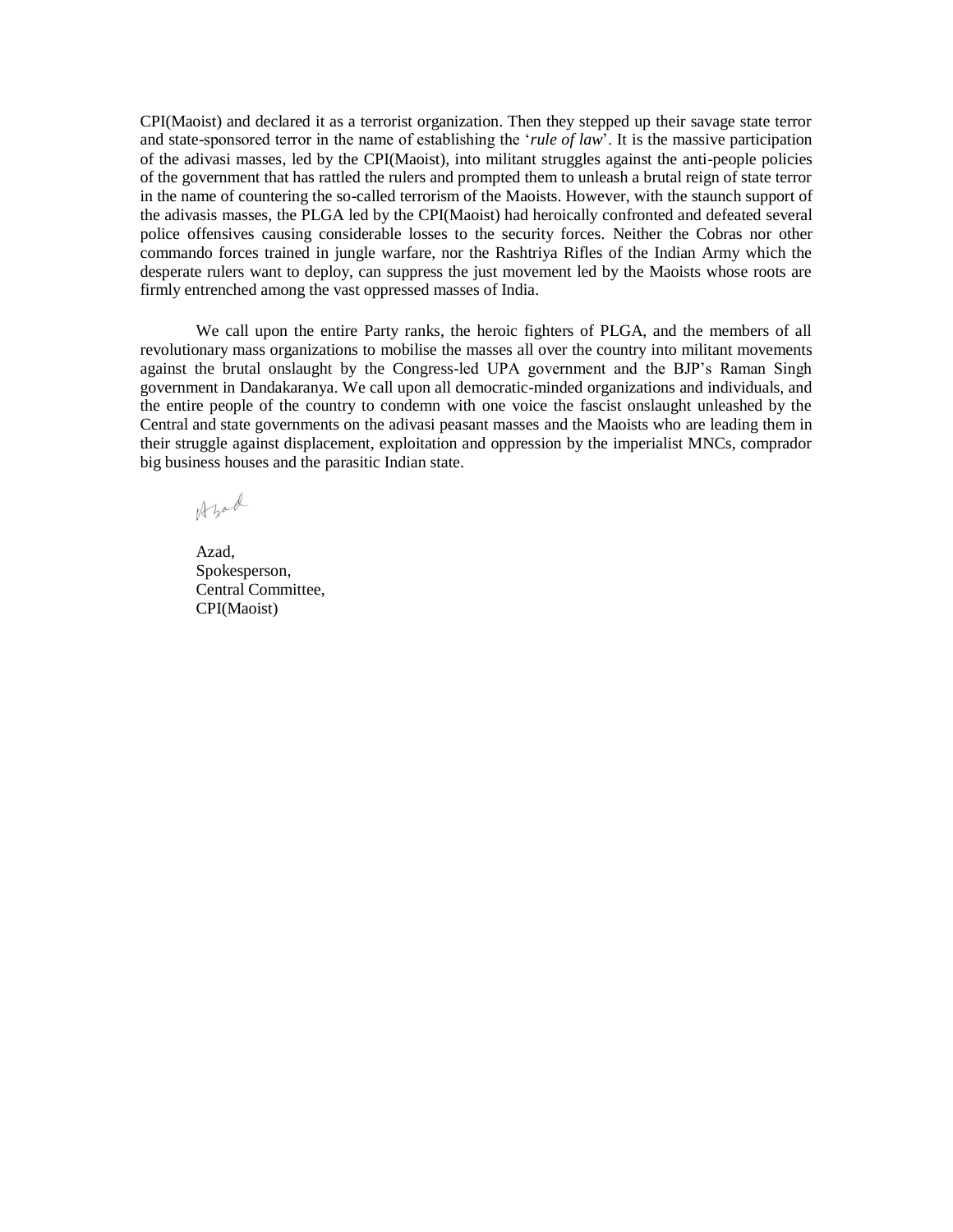CPI(Maoist) and declared it as a terrorist organization. Then they stepped up their savage state terror and state-sponsored terror in the name of establishing the '*rule of law*'. It is the massive participation of the adivasi masses, led by the CPI(Maoist), into militant struggles against the anti-people policies of the government that has rattled the rulers and prompted them to unleash a brutal reign of state terror in the name of countering the so-called terrorism of the Maoists. However, with the staunch support of the adivasis masses, the PLGA led by the CPI(Maoist) had heroically confronted and defeated several police offensives causing considerable losses to the security forces. Neither the Cobras nor other commando forces trained in jungle warfare, nor the Rashtriya Rifles of the Indian Army which the desperate rulers want to deploy, can suppress the just movement led by the Maoists whose roots are firmly entrenched among the vast oppressed masses of India.

We call upon the entire Party ranks, the heroic fighters of PLGA, and the members of all revolutionary mass organizations to mobilise the masses all over the country into militant movements against the brutal onslaught by the Congress-led UPA government and the BJP's Raman Singh government in Dandakaranya. We call upon all democratic-minded organizations and individuals, and the entire people of the country to condemn with one voice the fascist onslaught unleashed by the Central and state governments on the adivasi peasant masses and the Maoists who are leading them in their struggle against displacement, exploitation and oppression by the imperialist MNCs, comprador big business houses and the parasitic Indian state.

Azad

Azad,
Spokesperson,
Central Committee,
CPI(Maoist)